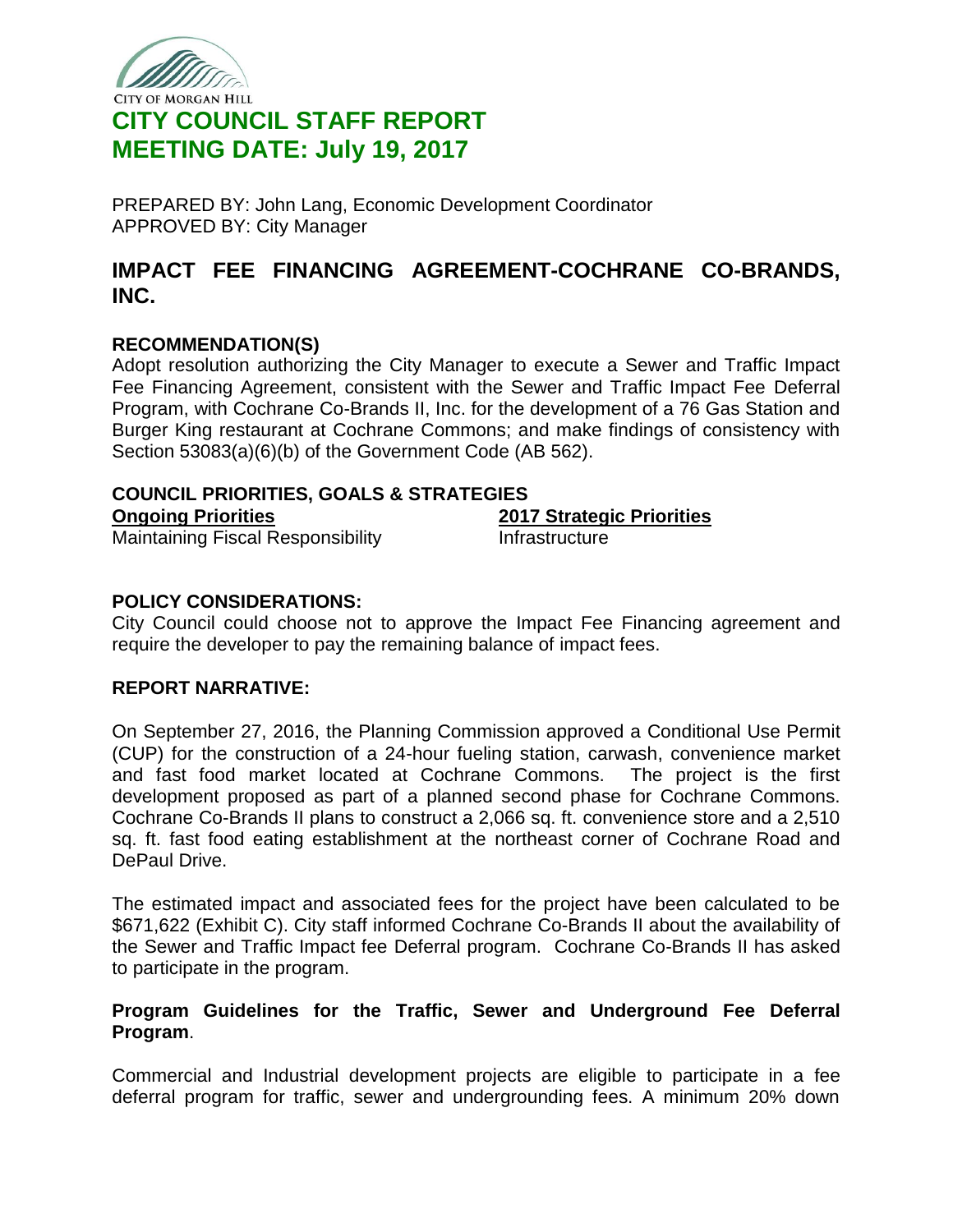CITY OF MORGAN HILL

# CITY COUNCIL STAFF REPORT
# MEETING DATE: July 19, 2017

PREPARED BY: John Lang, Economic Development Coordinator
APPROVED BY: City Manager

## IMPACT FEE FINANCING AGREEMENT-COCHRANE CO-BRANDS, INC.

### RECOMMENDATION(S)

Adopt resolution authorizing the City Manager to execute a Sewer and Traffic Impact Fee Financing Agreement, consistent with the Sewer and Traffic Impact Fee Deferral Program, with Cochrane Co-Brands II, Inc. for the development of a 76 Gas Station and Burger King restaurant at Cochrane Commons; and make findings of consistency with Section 53083(a)(6)(b) of the Government Code (AB 562).

### COUNCIL PRIORITIES, GOALS & STRATEGIES

| **Ongoing Priorities** | **2017 Strategic Priorities** |
|---|---|
| Maintaining Fiscal Responsibility | Infrastructure |

### POLICY CONSIDERATIONS:

City Council could choose not to approve the Impact Fee Financing agreement and require the developer to pay the remaining balance of impact fees.

### REPORT NARRATIVE:

On September 27, 2016, the Planning Commission approved a Conditional Use Permit (CUP) for the construction of a 24-hour fueling station, carwash, convenience market and fast food market located at Cochrane Commons. The project is the first development proposed as part of a planned second phase for Cochrane Commons. Cochrane Co-Brands II plans to construct a 2,066 sq. ft. convenience store and a 2,510 sq. ft. fast food eating establishment at the northeast corner of Cochrane Road and DePaul Drive.

The estimated impact and associated fees for the project have been calculated to be $671,622 (Exhibit C). City staff informed Cochrane Co-Brands II about the availability of the Sewer and Traffic Impact fee Deferral program. Cochrane Co-Brands II has asked to participate in the program.

**Program Guidelines for the Traffic, Sewer and Underground Fee Deferral Program**.

Commercial and Industrial development projects are eligible to participate in a fee deferral program for traffic, sewer and undergrounding fees. A minimum 20% down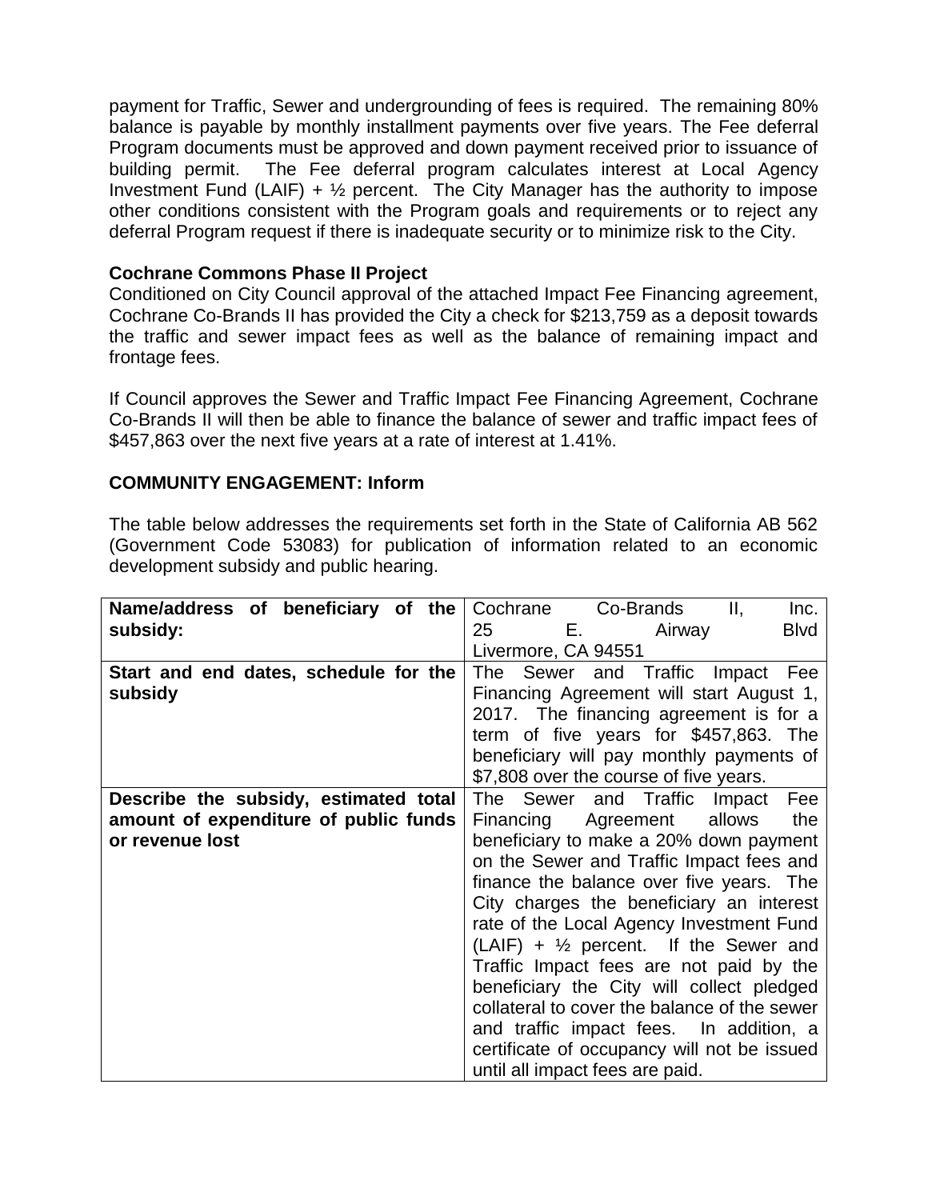payment for Traffic, Sewer and undergrounding of fees is required. The remaining 80% balance is payable by monthly installment payments over five years. The Fee deferral Program documents must be approved and down payment received prior to issuance of building permit. The Fee deferral program calculates interest at Local Agency Investment Fund (LAIF) + ½ percent. The City Manager has the authority to impose other conditions consistent with the Program goals and requirements or to reject any deferral Program request if there is inadequate security or to minimize risk to the City.

**Cochrane Commons Phase II Project**

Conditioned on City Council approval of the attached Impact Fee Financing agreement, Cochrane Co-Brands II has provided the City a check for $213,759 as a deposit towards the traffic and sewer impact fees as well as the balance of remaining impact and frontage fees.

If Council approves the Sewer and Traffic Impact Fee Financing Agreement, Cochrane Co-Brands II will then be able to finance the balance of sewer and traffic impact fees of $457,863 over the next five years at a rate of interest at 1.41%.

**COMMUNITY ENGAGEMENT: Inform**

The table below addresses the requirements set forth in the State of California AB 562 (Government Code 53083) for publication of information related to an economic development subsidy and public hearing.

| | |
|---|---|
| **Name/address of beneficiary of the subsidy:** | Cochrane Co-Brands II, Inc. 25 E. Airway Blvd Livermore, CA 94551 |
| **Start and end dates, schedule for the subsidy** | The Sewer and Traffic Impact Fee Financing Agreement will start August 1, 2017. The financing agreement is for a term of five years for $457,863. The beneficiary will pay monthly payments of $7,808 over the course of five years. |
| **Describe the subsidy, estimated total amount of expenditure of public funds or revenue lost** | The Sewer and Traffic Impact Fee Financing Agreement allows the beneficiary to make a 20% down payment on the Sewer and Traffic Impact fees and finance the balance over five years. The City charges the beneficiary an interest rate of the Local Agency Investment Fund (LAIF) + ½ percent. If the Sewer and Traffic Impact fees are not paid by the beneficiary the City will collect pledged collateral to cover the balance of the sewer and traffic impact fees. In addition, a certificate of occupancy will not be issued until all impact fees are paid. |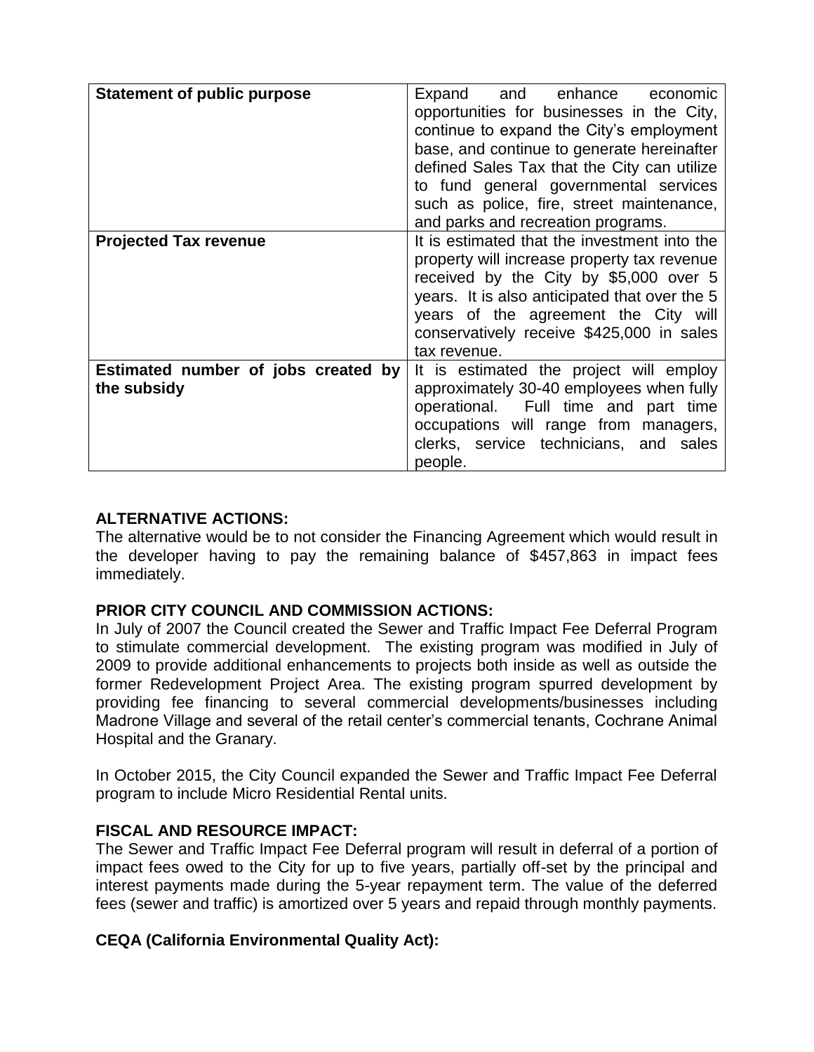| **Statement of public purpose** | Expand and enhance economic opportunities for businesses in the City, continue to expand the City's employment base, and continue to generate hereinafter defined Sales Tax that the City can utilize to fund general governmental services such as police, fire, street maintenance, and parks and recreation programs. |
|---|---|
| **Projected Tax revenue** | It is estimated that the investment into the property will increase property tax revenue received by the City by \$5,000 over 5 years. It is also anticipated that over the 5 years of the agreement the City will conservatively receive \$425,000 in sales tax revenue. |
| **Estimated number of jobs created by the subsidy** | It is estimated the project will employ approximately 30-40 employees when fully operational. Full time and part time occupations will range from managers, clerks, service technicians, and sales people. |

**ALTERNATIVE ACTIONS:**

The alternative would be to not consider the Financing Agreement which would result in the developer having to pay the remaining balance of \$457,863 in impact fees immediately.

**PRIOR CITY COUNCIL AND COMMISSION ACTIONS:**

In July of 2007 the Council created the Sewer and Traffic Impact Fee Deferral Program to stimulate commercial development. The existing program was modified in July of 2009 to provide additional enhancements to projects both inside as well as outside the former Redevelopment Project Area. The existing program spurred development by providing fee financing to several commercial developments/businesses including Madrone Village and several of the retail center's commercial tenants, Cochrane Animal Hospital and the Granary.

In October 2015, the City Council expanded the Sewer and Traffic Impact Fee Deferral program to include Micro Residential Rental units.

**FISCAL AND RESOURCE IMPACT:**

The Sewer and Traffic Impact Fee Deferral program will result in deferral of a portion of impact fees owed to the City for up to five years, partially off-set by the principal and interest payments made during the 5-year repayment term. The value of the deferred fees (sewer and traffic) is amortized over 5 years and repaid through monthly payments.

**CEQA (California Environmental Quality Act):**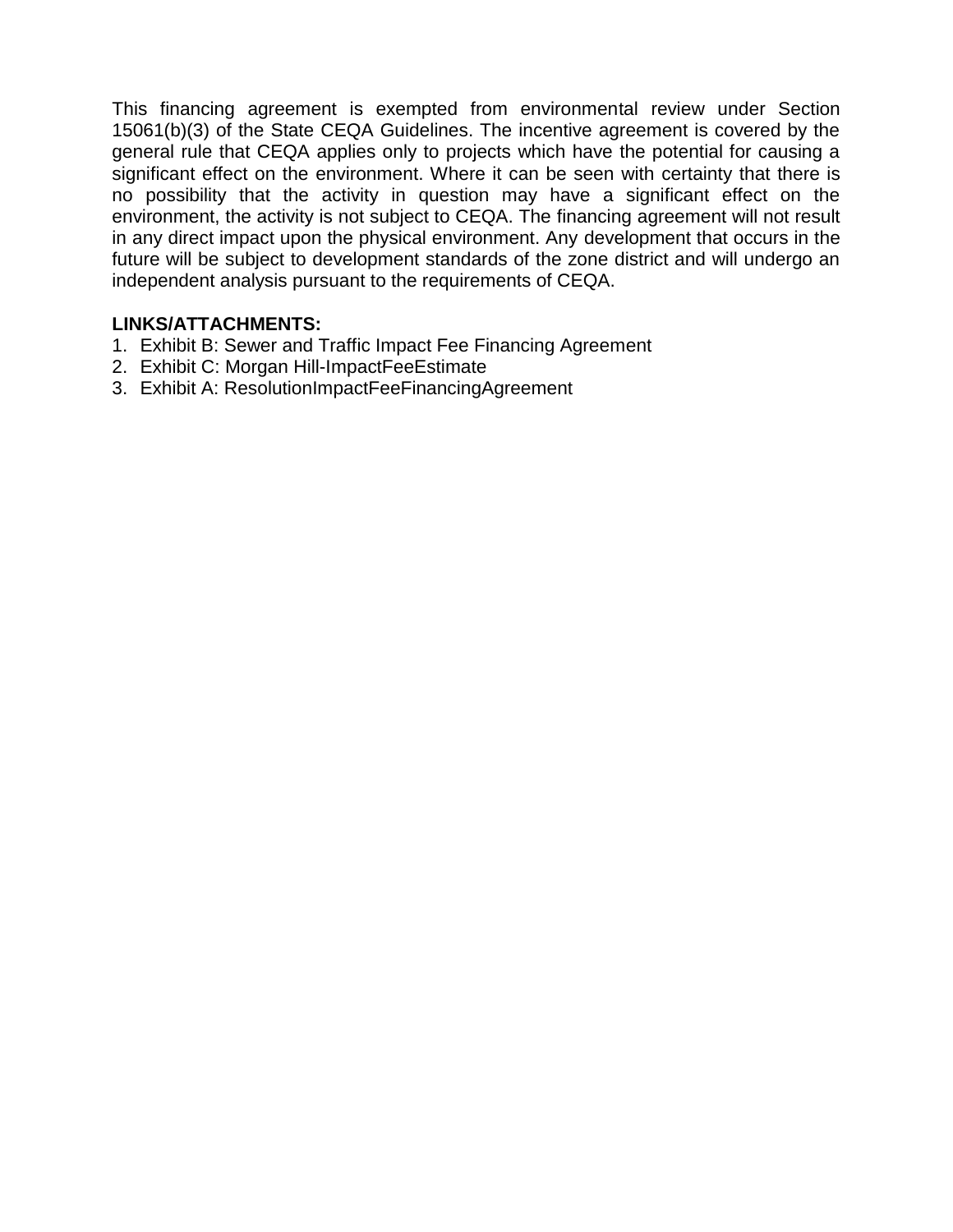This financing agreement is exempted from environmental review under Section 15061(b)(3) of the State CEQA Guidelines. The incentive agreement is covered by the general rule that CEQA applies only to projects which have the potential for causing a significant effect on the environment. Where it can be seen with certainty that there is no possibility that the activity in question may have a significant effect on the environment, the activity is not subject to CEQA. The financing agreement will not result in any direct impact upon the physical environment. Any development that occurs in the future will be subject to development standards of the zone district and will undergo an independent analysis pursuant to the requirements of CEQA.

**LINKS/ATTACHMENTS:**

1. Exhibit B: Sewer and Traffic Impact Fee Financing Agreement
2. Exhibit C: Morgan Hill-ImpactFeeEstimate
3. Exhibit A: ResolutionImpactFeeFinancingAgreement